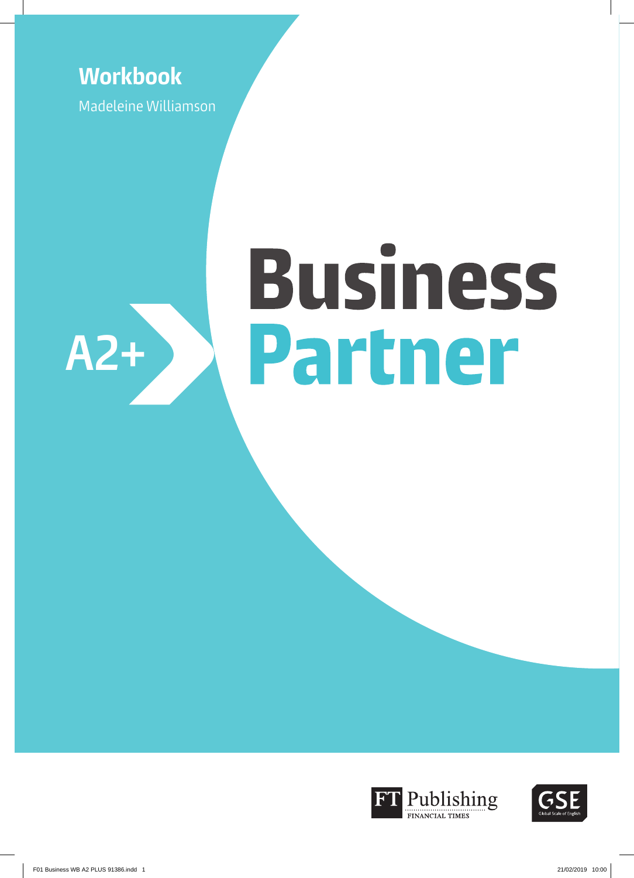**Workbook**

Madeleine Williamson

# Business Partner

A2+

FT Publishing
FINANCIAL TIMES

GSE
Global Scale of English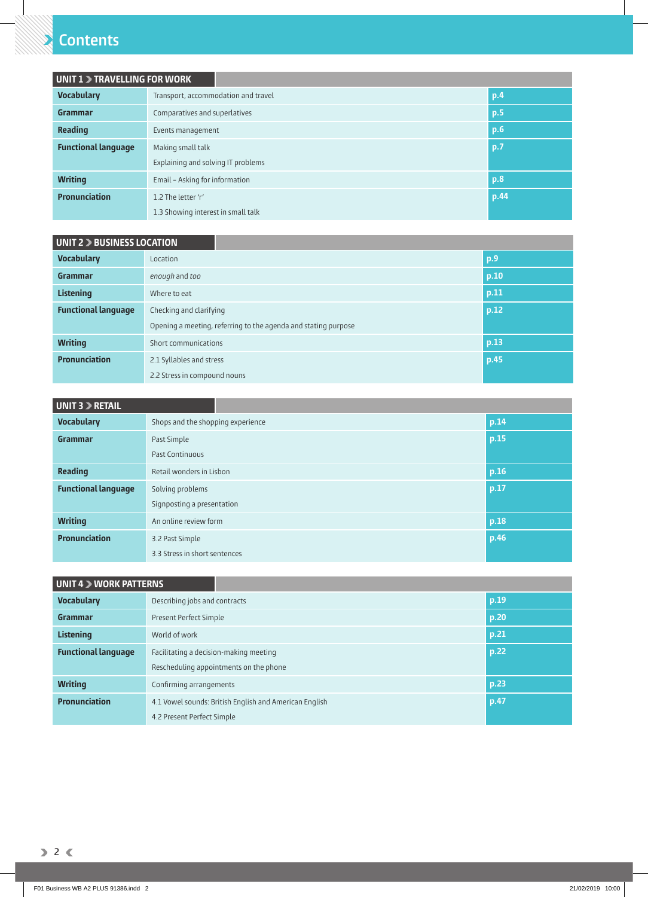# Contents

| UNIT 1 › TRAVELLING FOR WORK | | |
|---|---|---|
| **Vocabulary** | Transport, accommodation and travel | p.4 |
| **Grammar** | Comparatives and superlatives | p.5 |
| **Reading** | Events management | p.6 |
| **Functional language** | Making small talk<br>Explaining and solving IT problems | p.7 |
| **Writing** | Email – Asking for information | p.8 |
| **Pronunciation** | 1.2 The letter 'r'<br>1.3 Showing interest in small talk | p.44 |

| UNIT 2 › BUSINESS LOCATION | | |
|---|---|---|
| **Vocabulary** | Location | p.9 |
| **Grammar** | *enough* and *too* | p.10 |
| **Listening** | Where to eat | p.11 |
| **Functional language** | Checking and clarifying<br>Opening a meeting, referring to the agenda and stating purpose | p.12 |
| **Writing** | Short communications | p.13 |
| **Pronunciation** | 2.1 Syllables and stress<br>2.2 Stress in compound nouns | p.45 |

| UNIT 3 › RETAIL | | |
|---|---|---|
| **Vocabulary** | Shops and the shopping experience | p.14 |
| **Grammar** | Past Simple<br>Past Continuous | p.15 |
| **Reading** | Retail wonders in Lisbon | p.16 |
| **Functional language** | Solving problems<br>Signposting a presentation | p.17 |
| **Writing** | An online review form | p.18 |
| **Pronunciation** | 3.2 Past Simple<br>3.3 Stress in short sentences | p.46 |

| UNIT 4 › WORK PATTERNS | | |
|---|---|---|
| **Vocabulary** | Describing jobs and contracts | p.19 |
| **Grammar** | Present Perfect Simple | p.20 |
| **Listening** | World of work | p.21 |
| **Functional language** | Facilitating a decision-making meeting<br>Rescheduling appointments on the phone | p.22 |
| **Writing** | Confirming arrangements | p.23 |
| **Pronunciation** | 4.1 Vowel sounds: British English and American English<br>4.2 Present Perfect Simple | p.47 |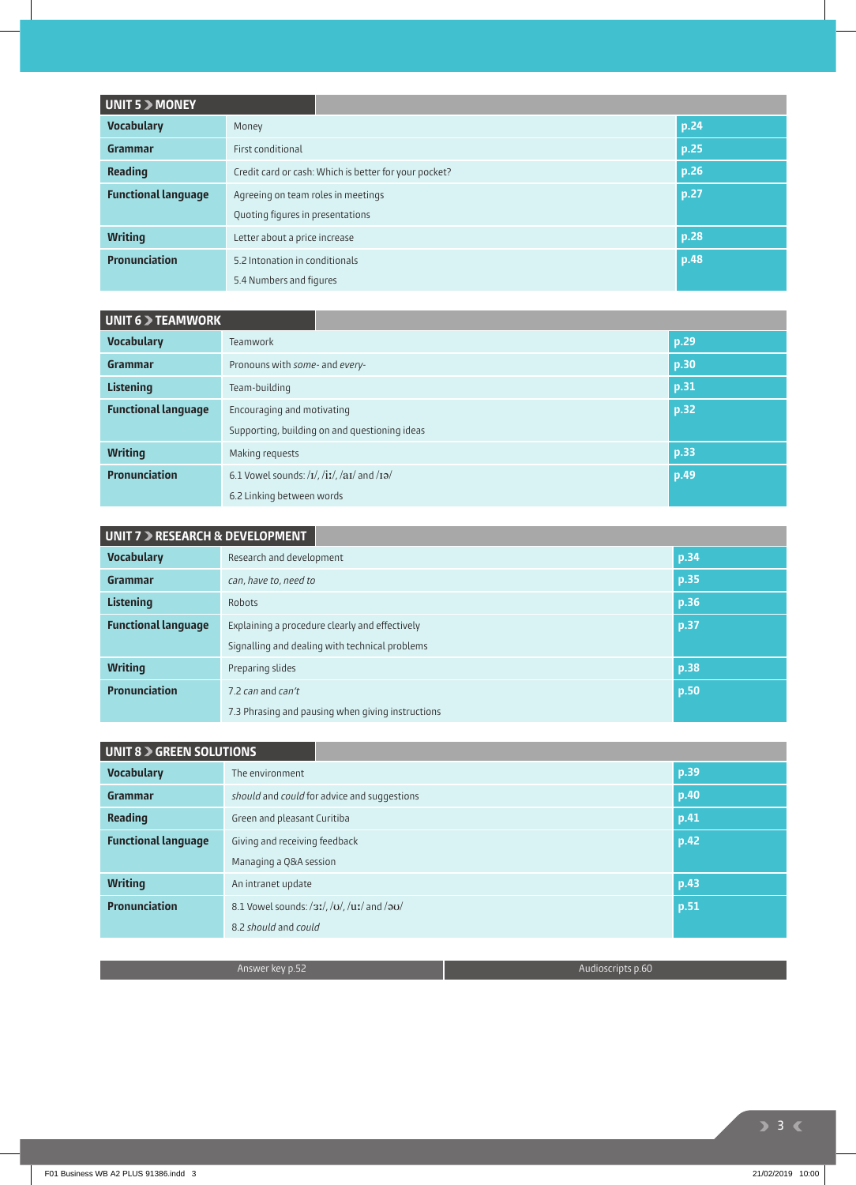## UNIT 5 › MONEY

| | | |
|---|---|---|
| **Vocabulary** | Money | p.24 |
| **Grammar** | First conditional | p.25 |
| **Reading** | Credit card or cash: Which is better for your pocket? | p.26 |
| **Functional language** | Agreeing on team roles in meetings<br>Quoting figures in presentations | p.27 |
| **Writing** | Letter about a price increase | p.28 |
| **Pronunciation** | 5.2 Intonation in conditionals<br>5.4 Numbers and figures | p.48 |

## UNIT 6 › TEAMWORK

| | | |
|---|---|---|
| **Vocabulary** | Teamwork | p.29 |
| **Grammar** | Pronouns with *some-* and *every-* | p.30 |
| **Listening** | Team-building | p.31 |
| **Functional language** | Encouraging and motivating<br>Supporting, building on and questioning ideas | p.32 |
| **Writing** | Making requests | p.33 |
| **Pronunciation** | 6.1 Vowel sounds: /ɪ/, /iː/, /aɪ/ and /ɪə/<br>6.2 Linking between words | p.49 |

## UNIT 7 › RESEARCH & DEVELOPMENT

| | | |
|---|---|---|
| **Vocabulary** | Research and development | p.34 |
| **Grammar** | *can, have to, need to* | p.35 |
| **Listening** | Robots | p.36 |
| **Functional language** | Explaining a procedure clearly and effectively<br>Signalling and dealing with technical problems | p.37 |
| **Writing** | Preparing slides | p.38 |
| **Pronunciation** | 7.2 *can* and *can't*<br>7.3 Phrasing and pausing when giving instructions | p.50 |

## UNIT 8 › GREEN SOLUTIONS

| | | |
|---|---|---|
| **Vocabulary** | The environment | p.39 |
| **Grammar** | *should* and *could* for advice and suggestions | p.40 |
| **Reading** | Green and pleasant Curitiba | p.41 |
| **Functional language** | Giving and receiving feedback<br>Managing a Q&A session | p.42 |
| **Writing** | An intranet update | p.43 |
| **Pronunciation** | 8.1 Vowel sounds: /ɜː/, /ʊ/, /uː/ and /əʊ/<br>8.2 *should* and *could* | p.51 |

Answer key p.52 | Audioscripts p.60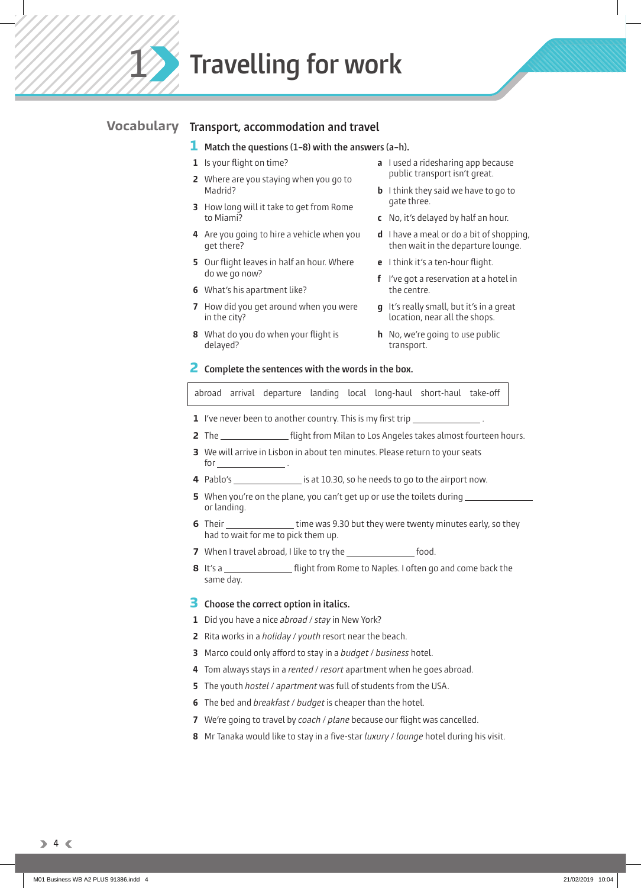# 1 Travelling for work

## Vocabulary

### Transport, accommodation and travel

**1 Match the questions (1–8) with the answers (a–h).**

1 Is your flight on time?
2 Where are you staying when you go to Madrid?
3 How long will it take to get from Rome to Miami?
4 Are you going to hire a vehicle when you get there?
5 Our flight leaves in half an hour. Where do we go now?
6 What's his apartment like?
7 How did you get around when you were in the city?
8 What do you do when your flight is delayed?

a I used a ridesharing app because public transport isn't great.
b I think they said we have to go to gate three.
c No, it's delayed by half an hour.
d I have a meal or do a bit of shopping, then wait in the departure lounge.
e I think it's a ten-hour flight.
f I've got a reservation at a hotel in the centre.
g It's really small, but it's in a great location, near all the shops.
h No, we're going to use public transport.

**2 Complete the sentences with the words in the box.**

| abroad arrival departure landing local long-haul short-haul take-off |
|---|

1 I've never been to another country. This is my first trip ______________ .
2 The ______________ flight from Milan to Los Angeles takes almost fourteen hours.
3 We will arrive in Lisbon in about ten minutes. Please return to your seats for ______________ .
4 Pablo's ______________ is at 10.30, so he needs to go to the airport now.
5 When you're on the plane, you can't get up or use the toilets during ______________ or landing.
6 Their ______________ time was 9.30 but they were twenty minutes early, so they had to wait for me to pick them up.
7 When I travel abroad, I like to try the ______________ food.
8 It's a ______________ flight from Rome to Naples. I often go and come back the same day.

**3 Choose the correct option in italics.**

1 Did you have a nice *abroad* / *stay* in New York?
2 Rita works in a *holiday* / *youth* resort near the beach.
3 Marco could only afford to stay in a *budget* / *business* hotel.
4 Tom always stays in a *rented* / *resort* apartment when he goes abroad.
5 The youth *hostel* / *apartment* was full of students from the USA.
6 The bed and *breakfast* / *budget* is cheaper than the hotel.
7 We're going to travel by *coach* / *plane* because our flight was cancelled.
8 Mr Tanaka would like to stay in a five-star *luxury* / *lounge* hotel during his visit.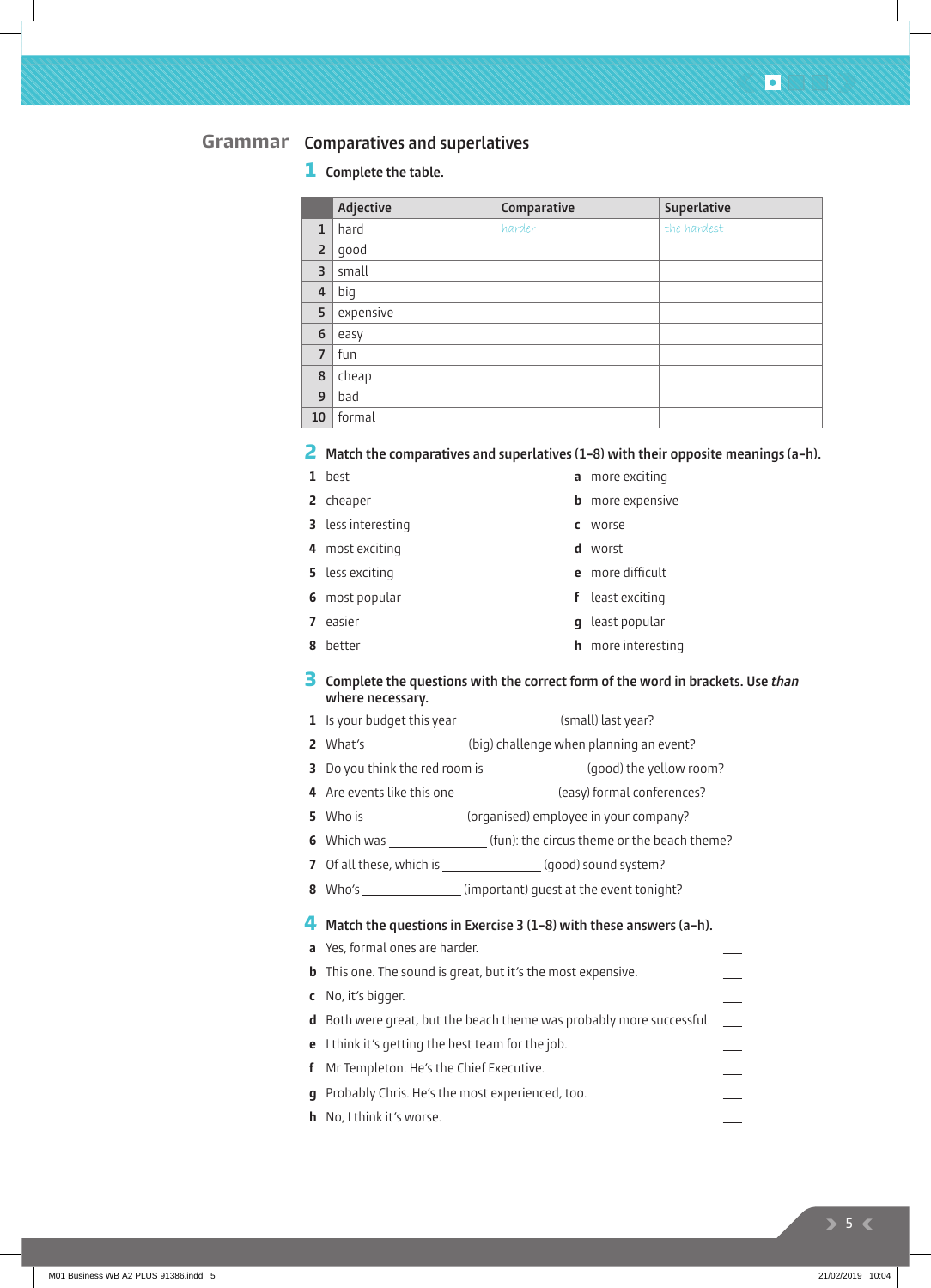## Grammar

### Comparatives and superlatives

**1** Complete the table.

| | Adjective | Comparative | Superlative |
|---|---|---|---|
| 1 | hard | *harder* | *the hardest* |
| 2 | good | | |
| 3 | small | | |
| 4 | big | | |
| 5 | expensive | | |
| 6 | easy | | |
| 7 | fun | | |
| 8 | cheap | | |
| 9 | bad | | |
| 10 | formal | | |

**2** Match the comparatives and superlatives (1–8) with their opposite meanings (a–h).

1 best
2 cheaper
3 less interesting
4 most exciting
5 less exciting
6 most popular
7 easier
8 better

a more exciting
b more expensive
c worse
d worst
e more difficult
f least exciting
g least popular
h more interesting

**3** Complete the questions with the correct form of the word in brackets. Use *than* where necessary.

1 Is your budget this year ______________ (small) last year?
2 What's ______________ (big) challenge when planning an event?
3 Do you think the red room is ______________ (good) the yellow room?
4 Are events like this one ______________ (easy) formal conferences?
5 Who is ______________ (organised) employee in your company?
6 Which was ______________ (fun): the circus theme or the beach theme?
7 Of all these, which is ______________ (good) sound system?
8 Who's ______________ (important) guest at the event tonight?

**4** Match the questions in Exercise 3 (1–8) with these answers (a–h).

a Yes, formal ones are harder. ___
b This one. The sound is great, but it's the most expensive. ___
c No, it's bigger. ___
d Both were great, but the beach theme was probably more successful. ___
e I think it's getting the best team for the job. ___
f Mr Templeton. He's the Chief Executive. ___
g Probably Chris. He's the most experienced, too. ___
h No, I think it's worse. ___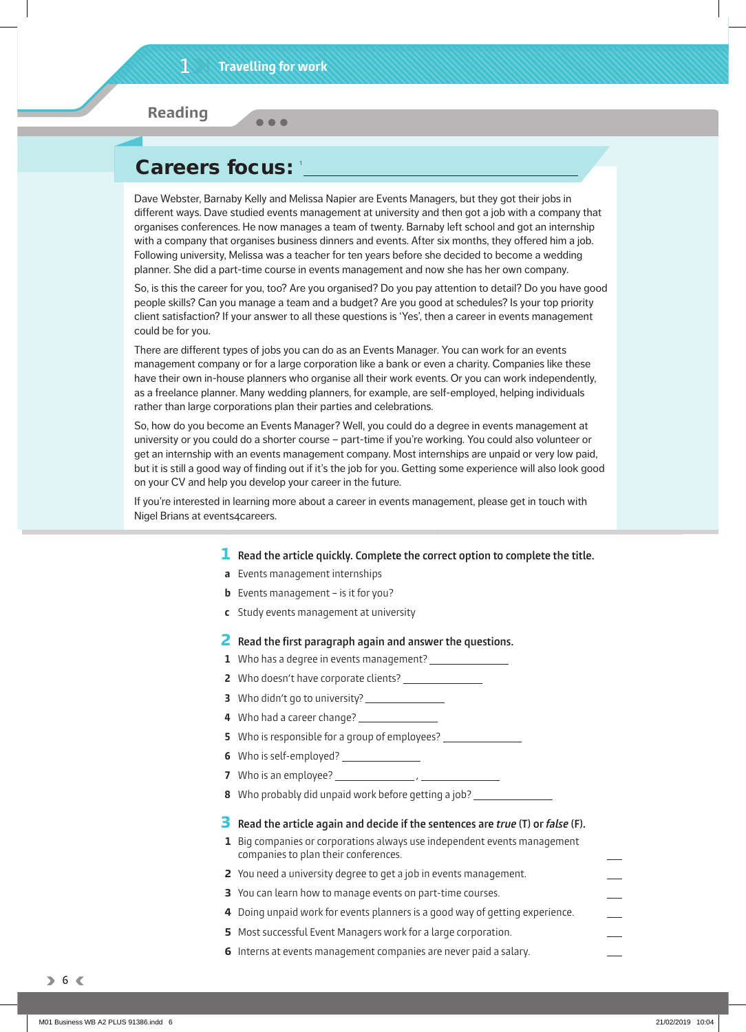# 1 Travelling for work

## Reading

### Careers focus: [1] ______________________________

Dave Webster, Barnaby Kelly and Melissa Napier are Events Managers, but they got their jobs in different ways. Dave studied events management at university and then got a job with a company that organises conferences. He now manages a team of twenty. Barnaby left school and got an internship with a company that organises business dinners and events. After six months, they offered him a job. Following university, Melissa was a teacher for ten years before she decided to become a wedding planner. She did a part-time course in events management and now she has her own company.

So, is this the career for you, too? Are you organised? Do you pay attention to detail? Do you have good people skills? Can you manage a team and a budget? Are you good at schedules? Is your top priority client satisfaction? If your answer to all these questions is 'Yes', then a career in events management could be for you.

There are different types of jobs you can do as an Events Manager. You can work for an events management company or for a large corporation like a bank or even a charity. Companies like these have their own in-house planners who organise all their work events. Or you can work independently, as a freelance planner. Many wedding planners, for example, are self-employed, helping individuals rather than large corporations plan their parties and celebrations.

So, how do you become an Events Manager? Well, you could do a degree in events management at university or you could do a shorter course – part-time if you're working. You could also volunteer or get an internship with an events management company. Most internships are unpaid or very low paid, but it is still a good way of finding out if it's the job for you. Getting some experience will also look good on your CV and help you develop your career in the future.

If you're interested in learning more about a career in events management, please get in touch with Nigel Brians at events4careers.

**1 Read the article quickly. Complete the correct option to complete the title.**

- **a** Events management internships
- **b** Events management – is it for you?
- **c** Study events management at university

**2 Read the first paragraph again and answer the questions.**

1. Who has a degree in events management? ______________
2. Who doesn't have corporate clients? ______________
3. Who didn't go to university? ______________
4. Who had a career change? ______________
5. Who is responsible for a group of employees? ______________
6. Who is self-employed? ______________
7. Who is an employee? ______________, ______________
8. Who probably did unpaid work before getting a job? ______________

**3 Read the article again and decide if the sentences are *true* (T) or *false* (F).**

1. Big companies or corporations always use independent events management companies to plan their conferences. ___
2. You need a university degree to get a job in events management. ___
3. You can learn how to manage events on part-time courses. ___
4. Doing unpaid work for events planners is a good way of getting experience. ___
5. Most successful Event Managers work for a large corporation. ___
6. Interns at events management companies are never paid a salary. ___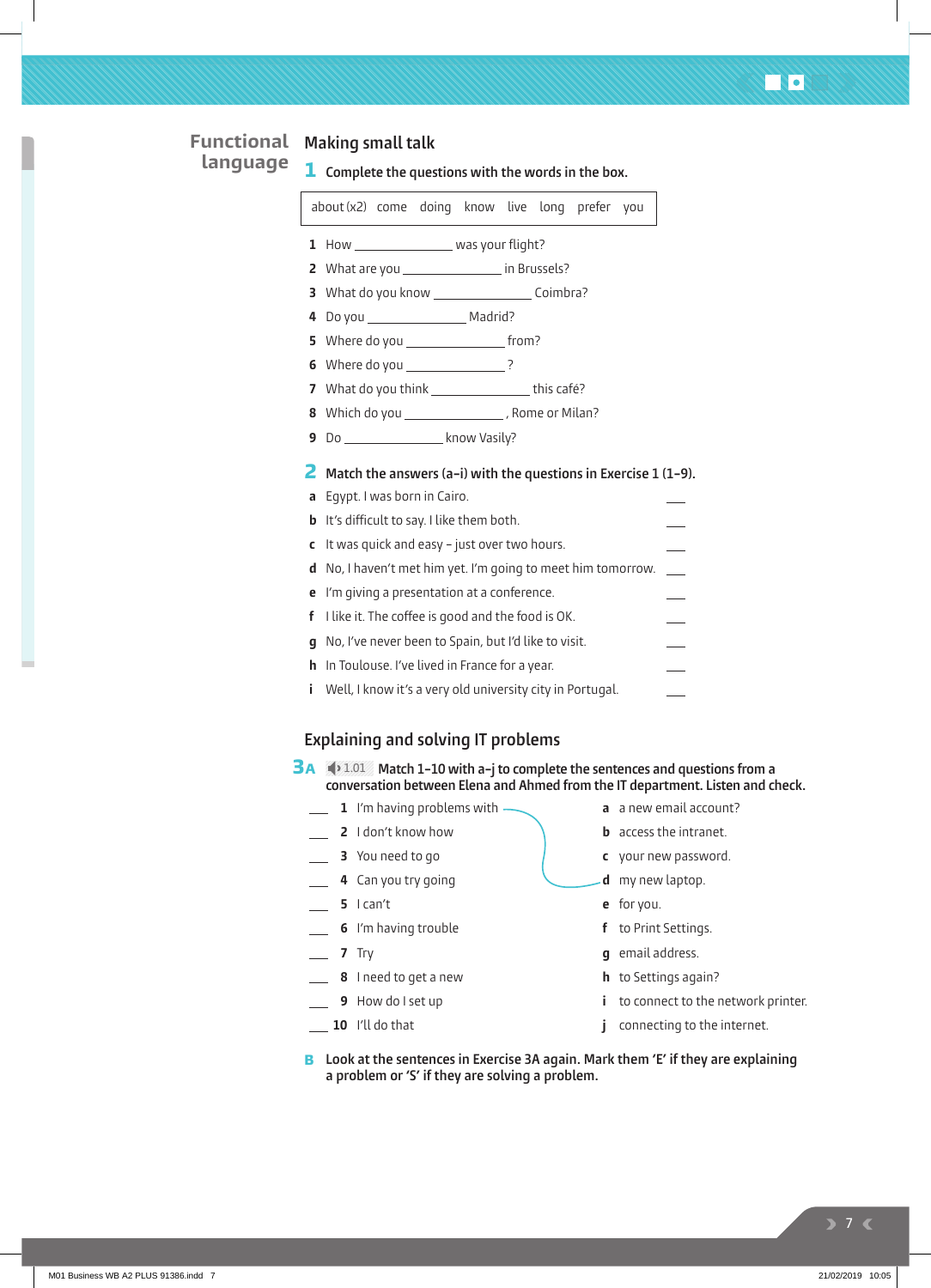## Functional language

### Making small talk

**1** **Complete the questions with the words in the box.**

| about (x2) come doing know live long prefer you |
|---|

1 How ______________ was your flight?
2 What are you ______________ in Brussels?
3 What do you know ______________ Coimbra?
4 Do you ______________ Madrid?
5 Where do you ______________ from?
6 Where do you ______________ ?
7 What do you think ______________ this café?
8 Which do you ______________ , Rome or Milan?
9 Do ______________ know Vasily?

**2** **Match the answers (a–i) with the questions in Exercise 1 (1–9).**

a Egypt. I was born in Cairo. ___
b It's difficult to say. I like them both. ___
c It was quick and easy – just over two hours. ___
d No, I haven't met him yet. I'm going to meet him tomorrow. ___
e I'm giving a presentation at a conference. ___
f I like it. The coffee is good and the food is OK. ___
g No, I've never been to Spain, but I'd like to visit. ___
h In Toulouse. I've lived in France for a year. ___
i Well, I know it's a very old university city in Portugal. ___

### Explaining and solving IT problems

**3A** 1.01 **Match 1–10 with a–j to complete the sentences and questions from a conversation between Elena and Ahmed from the IT department. Listen and check.**

| | | | |
|---|---|---|---|
| ___ | 1 I'm having problems with | a | a new email account? |
| ___ | 2 I don't know how | b | access the intranet. |
| ___ | 3 You need to go | c | your new password. |
| ___ | 4 Can you try going | d | my new laptop. |
| ___ | 5 I can't | e | for you. |
| ___ | 6 I'm having trouble | f | to Print Settings. |
| ___ | 7 Try | g | email address. |
| ___ | 8 I need to get a new | h | to Settings again? |
| ___ | 9 How do I set up | i | to connect to the network printer. |
| ___ | 10 I'll do that | j | connecting to the internet. |

(Example: 1 is matched to d.)

**B** **Look at the sentences in Exercise 3A again. Mark them 'E' if they are explaining a problem or 'S' if they are solving a problem.**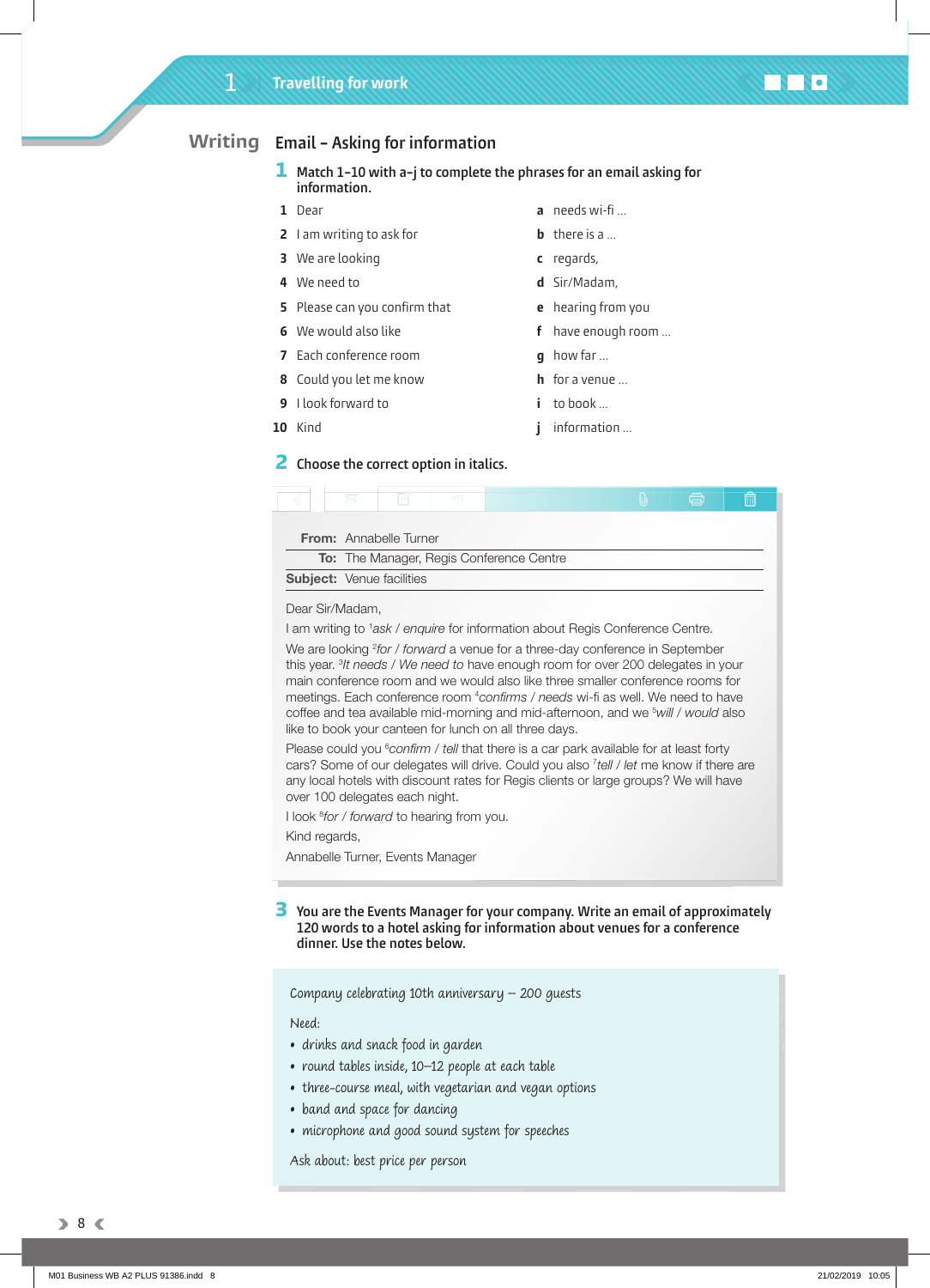## Writing

# Email – Asking for information

**1** **Match 1–10 with a–j to complete the phrases for an email asking for information.**

| | |
|---|---|
| **1** Dear | **a** needs wi-fi … |
| **2** I am writing to ask for | **b** there is a … |
| **3** We are looking | **c** regards, |
| **4** We need to | **d** Sir/Madam, |
| **5** Please can you confirm that | **e** hearing from you |
| **6** We would also like | **f** have enough room … |
| **7** Each conference room | **g** how far … |
| **8** Could you let me know | **h** for a venue … |
| **9** I look forward to | **i** to book … |
| **10** Kind | **j** information … |

**2** **Choose the correct option in italics.**

**From:** Annabelle Turner
**To:** The Manager, Regis Conference Centre
**Subject:** Venue facilities

Dear Sir/Madam,

I am writing to [1] *ask / enquire* for information about Regis Conference Centre.

We are looking [2] *for / forward* a venue for a three-day conference in September this year. [3] *It needs / We need to* have enough room for over 200 delegates in your main conference room and we would also like three smaller conference rooms for meetings. Each conference room [4] *confirms / needs* wi-fi as well. We need to have coffee and tea available mid-morning and mid-afternoon, and we [5] *will / would* also like to book your canteen for lunch on all three days.

Please could you [6] *confirm / tell* that there is a car park available for at least forty cars? Some of our delegates will drive. Could you also [7] *tell / let* me know if there are any local hotels with discount rates for Regis clients or large groups? We will have over 100 delegates each night.

I look [8] *for / forward* to hearing from you.

Kind regards,

Annabelle Turner, Events Manager

**3** **You are the Events Manager for your company. Write an email of approximately 120 words to a hotel asking for information about venues for a conference dinner. Use the notes below.**

Company celebrating 10th anniversary – 200 guests

Need:

- drinks and snack food in garden
- round tables inside, 10–12 people at each table
- three-course meal, with vegetarian and vegan options
- band and space for dancing
- microphone and good sound system for speeches

Ask about: best price per person